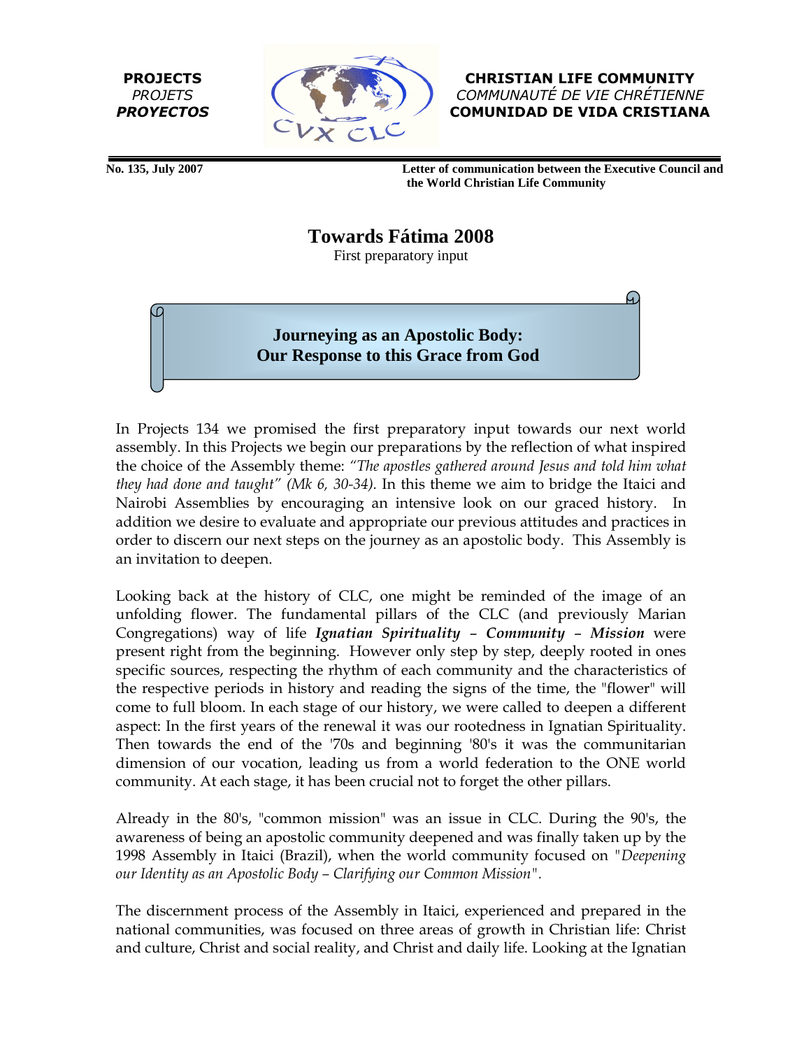**PROJECTS**
*PROJETS*
***PROYECTOS***

**CHRISTIAN LIFE COMMUNITY**
*COMMUNAUTÉ DE VIE CHRÉTIENNE*
**COMUNIDAD DE VIDA CRISTIANA**

**No. 135, July 2007** **Letter of communication between the Executive Council and the World Christian Life Community**

# Towards Fátima 2008

First preparatory input

## Journeying as an Apostolic Body: Our Response to this Grace from God

In Projects 134 we promised the first preparatory input towards our next world assembly. In this Projects we begin our preparations by the reflection of what inspired the choice of the Assembly theme: *"The apostles gathered around Jesus and told him what they had done and taught" (Mk 6, 30-34).* In this theme we aim to bridge the Itaici and Nairobi Assemblies by encouraging an intensive look on our graced history. In addition we desire to evaluate and appropriate our previous attitudes and practices in order to discern our next steps on the journey as an apostolic body. This Assembly is an invitation to deepen.

Looking back at the history of CLC, one might be reminded of the image of an unfolding flower. The fundamental pillars of the CLC (and previously Marian Congregations) way of life ***Ignatian Spirituality – Community – Mission*** were present right from the beginning. However only step by step, deeply rooted in ones specific sources, respecting the rhythm of each community and the characteristics of the respective periods in history and reading the signs of the time, the "flower" will come to full bloom. In each stage of our history, we were called to deepen a different aspect: In the first years of the renewal it was our rootedness in Ignatian Spirituality. Then towards the end of the '70s and beginning '80's it was the communitarian dimension of our vocation, leading us from a world federation to the ONE world community. At each stage, it has been crucial not to forget the other pillars.

Already in the 80's, "common mission" was an issue in CLC. During the 90's, the awareness of being an apostolic community deepened and was finally taken up by the 1998 Assembly in Itaici (Brazil), when the world community focused on *"Deepening our Identity as an Apostolic Body – Clarifying our Common Mission".*

The discernment process of the Assembly in Itaici, experienced and prepared in the national communities, was focused on three areas of growth in Christian life: Christ and culture, Christ and social reality, and Christ and daily life. Looking at the Ignatian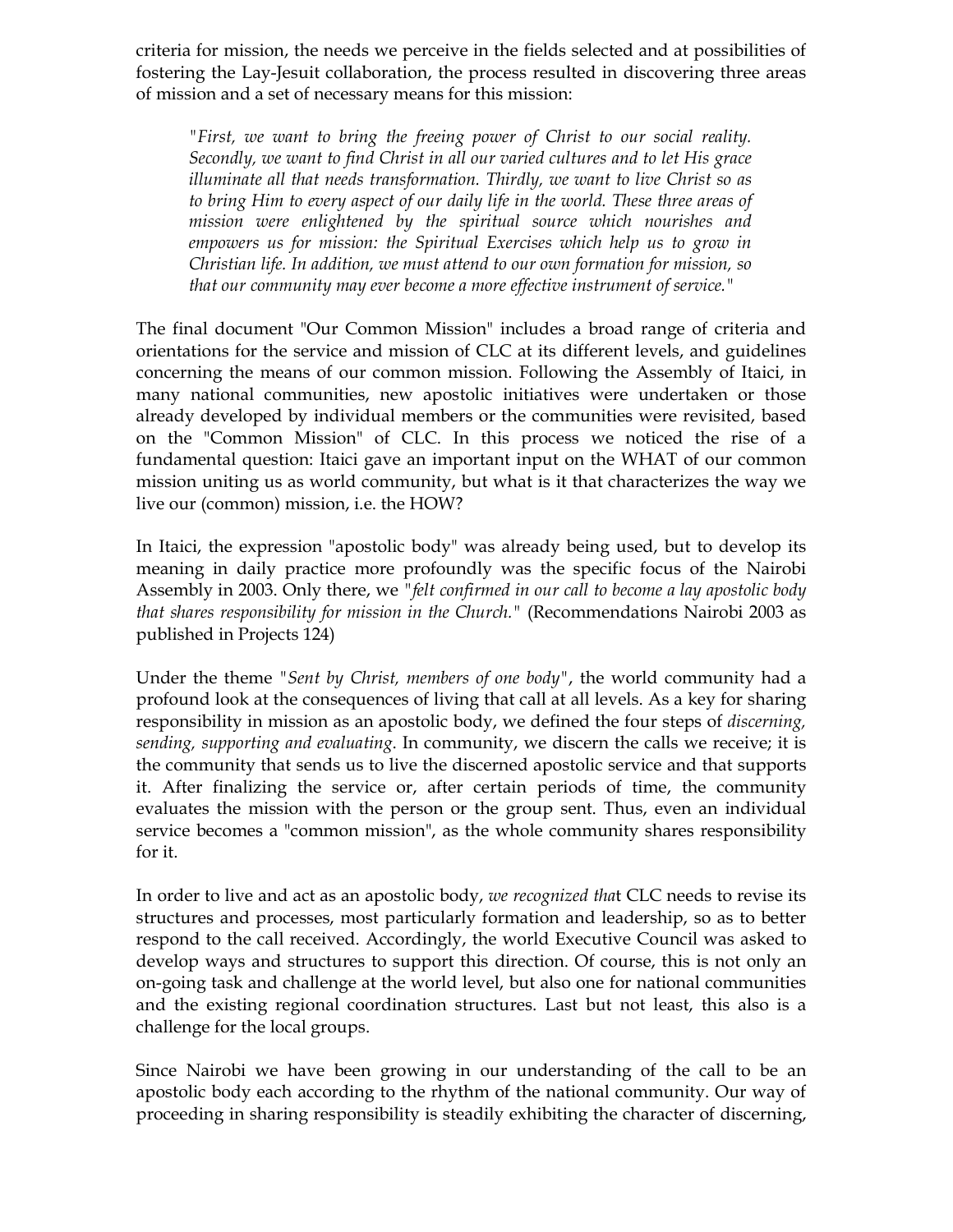criteria for mission, the needs we perceive in the fields selected and at possibilities of fostering the Lay-Jesuit collaboration, the process resulted in discovering three areas of mission and a set of necessary means for this mission:

> *"First, we want to bring the freeing power of Christ to our social reality. Secondly, we want to find Christ in all our varied cultures and to let His grace illuminate all that needs transformation. Thirdly, we want to live Christ so as to bring Him to every aspect of our daily life in the world. These three areas of mission were enlightened by the spiritual source which nourishes and empowers us for mission: the Spiritual Exercises which help us to grow in Christian life. In addition, we must attend to our own formation for mission, so that our community may ever become a more effective instrument of service."*

The final document "Our Common Mission" includes a broad range of criteria and orientations for the service and mission of CLC at its different levels, and guidelines concerning the means of our common mission. Following the Assembly of Itaici, in many national communities, new apostolic initiatives were undertaken or those already developed by individual members or the communities were revisited, based on the "Common Mission" of CLC. In this process we noticed the rise of a fundamental question: Itaici gave an important input on the WHAT of our common mission uniting us as world community, but what is it that characterizes the way we live our (common) mission, i.e. the HOW?

In Itaici, the expression "apostolic body" was already being used, but to develop its meaning in daily practice more profoundly was the specific focus of the Nairobi Assembly in 2003. Only there, we "*felt confirmed in our call to become a lay apostolic body that shares responsibility for mission in the Church.*" (Recommendations Nairobi 2003 as published in Projects 124)

Under the theme "*Sent by Christ, members of one body*", the world community had a profound look at the consequences of living that call at all levels. As a key for sharing responsibility in mission as an apostolic body, we defined the four steps of *discerning, sending, supporting and evaluating*. In community, we discern the calls we receive; it is the community that sends us to live the discerned apostolic service and that supports it. After finalizing the service or, after certain periods of time, the community evaluates the mission with the person or the group sent. Thus, even an individual service becomes a "common mission", as the whole community shares responsibility for it.

In order to live and act as an apostolic body, *we recognized that* CLC needs to revise its structures and processes, most particularly formation and leadership, so as to better respond to the call received. Accordingly, the world Executive Council was asked to develop ways and structures to support this direction. Of course, this is not only an on-going task and challenge at the world level, but also one for national communities and the existing regional coordination structures. Last but not least, this also is a challenge for the local groups.

Since Nairobi we have been growing in our understanding of the call to be an apostolic body each according to the rhythm of the national community. Our way of proceeding in sharing responsibility is steadily exhibiting the character of discerning,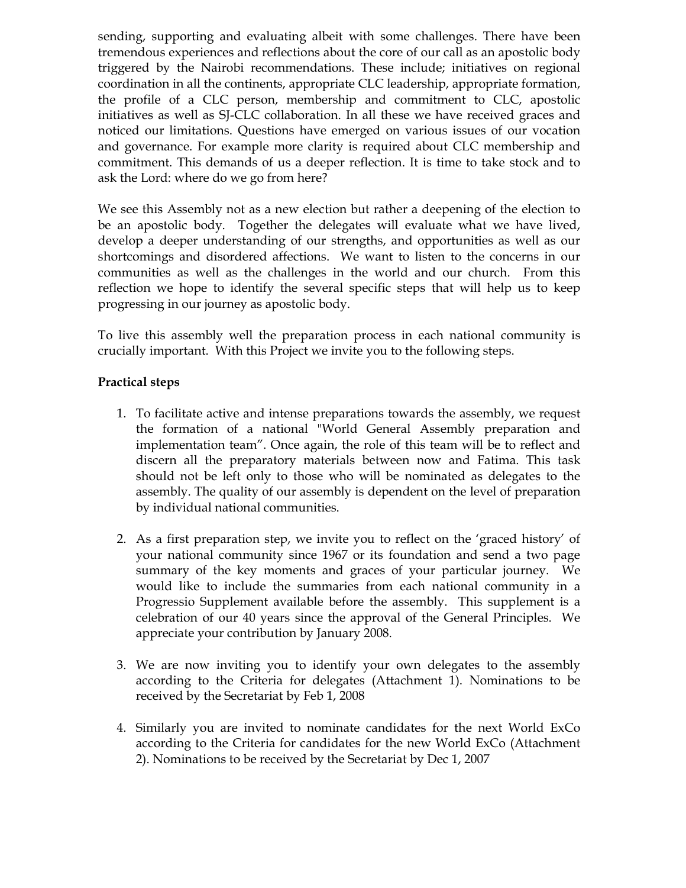sending, supporting and evaluating albeit with some challenges. There have been tremendous experiences and reflections about the core of our call as an apostolic body triggered by the Nairobi recommendations. These include; initiatives on regional coordination in all the continents, appropriate CLC leadership, appropriate formation, the profile of a CLC person, membership and commitment to CLC, apostolic initiatives as well as SJ-CLC collaboration. In all these we have received graces and noticed our limitations. Questions have emerged on various issues of our vocation and governance. For example more clarity is required about CLC membership and commitment. This demands of us a deeper reflection. It is time to take stock and to ask the Lord: where do we go from here?

We see this Assembly not as a new election but rather a deepening of the election to be an apostolic body. Together the delegates will evaluate what we have lived, develop a deeper understanding of our strengths, and opportunities as well as our shortcomings and disordered affections. We want to listen to the concerns in our communities as well as the challenges in the world and our church. From this reflection we hope to identify the several specific steps that will help us to keep progressing in our journey as apostolic body.

To live this assembly well the preparation process in each national community is crucially important. With this Project we invite you to the following steps.

**Practical steps**

1. To facilitate active and intense preparations towards the assembly, we request the formation of a national "World General Assembly preparation and implementation team". Once again, the role of this team will be to reflect and discern all the preparatory materials between now and Fatima. This task should not be left only to those who will be nominated as delegates to the assembly. The quality of our assembly is dependent on the level of preparation by individual national communities.

2. As a first preparation step, we invite you to reflect on the 'graced history' of your national community since 1967 or its foundation and send a two page summary of the key moments and graces of your particular journey. We would like to include the summaries from each national community in a Progressio Supplement available before the assembly. This supplement is a celebration of our 40 years since the approval of the General Principles. We appreciate your contribution by January 2008.

3. We are now inviting you to identify your own delegates to the assembly according to the Criteria for delegates (Attachment 1). Nominations to be received by the Secretariat by Feb 1, 2008

4. Similarly you are invited to nominate candidates for the next World ExCo according to the Criteria for candidates for the new World ExCo (Attachment 2). Nominations to be received by the Secretariat by Dec 1, 2007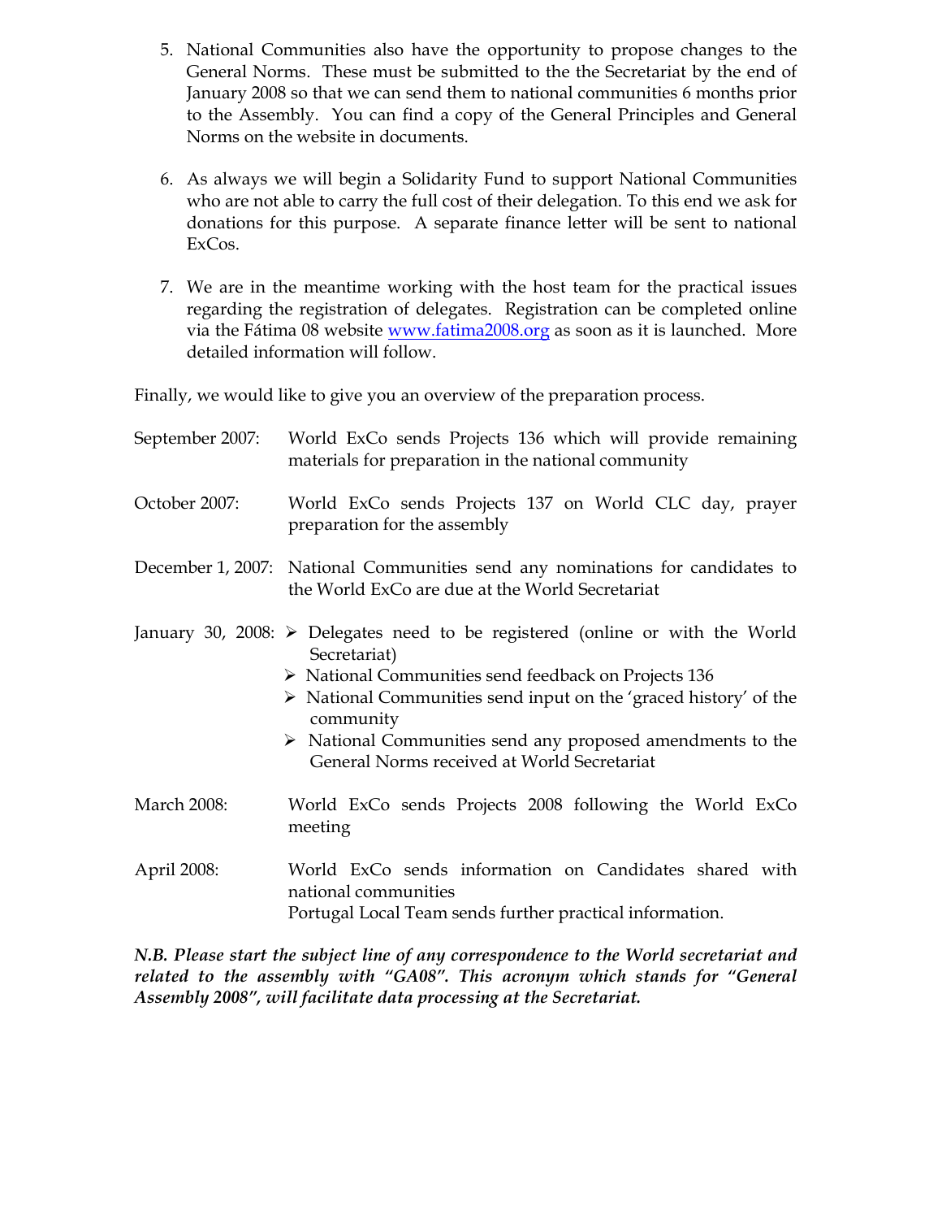5. National Communities also have the opportunity to propose changes to the General Norms. These must be submitted to the the Secretariat by the end of January 2008 so that we can send them to national communities 6 months prior to the Assembly. You can find a copy of the General Principles and General Norms on the website in documents.

6. As always we will begin a Solidarity Fund to support National Communities who are not able to carry the full cost of their delegation. To this end we ask for donations for this purpose. A separate finance letter will be sent to national ExCos.

7. We are in the meantime working with the host team for the practical issues regarding the registration of delegates. Registration can be completed online via the Fátima 08 website [www.fatima2008.org](http://www.fatima2008.org) as soon as it is launched. More detailed information will follow.

Finally, we would like to give you an overview of the preparation process.

| | |
|---|---|
| September 2007: | World ExCo sends Projects 136 which will provide remaining materials for preparation in the national community |
| October 2007: | World ExCo sends Projects 137 on World CLC day, prayer preparation for the assembly |
| December 1, 2007: | National Communities send any nominations for candidates to the World ExCo are due at the World Secretariat |
| January 30, 2008: | ➢ Delegates need to be registered (online or with the World Secretariat)<br>➢ National Communities send feedback on Projects 136<br>➢ National Communities send input on the 'graced history' of the community<br>➢ National Communities send any proposed amendments to the General Norms received at World Secretariat |
| March 2008: | World ExCo sends Projects 2008 following the World ExCo meeting |
| April 2008: | World ExCo sends information on Candidates shared with national communities<br>Portugal Local Team sends further practical information. |

***N.B. Please start the subject line of any correspondence to the World secretariat and related to the assembly with "GA08". This acronym which stands for "General Assembly 2008", will facilitate data processing at the Secretariat.***